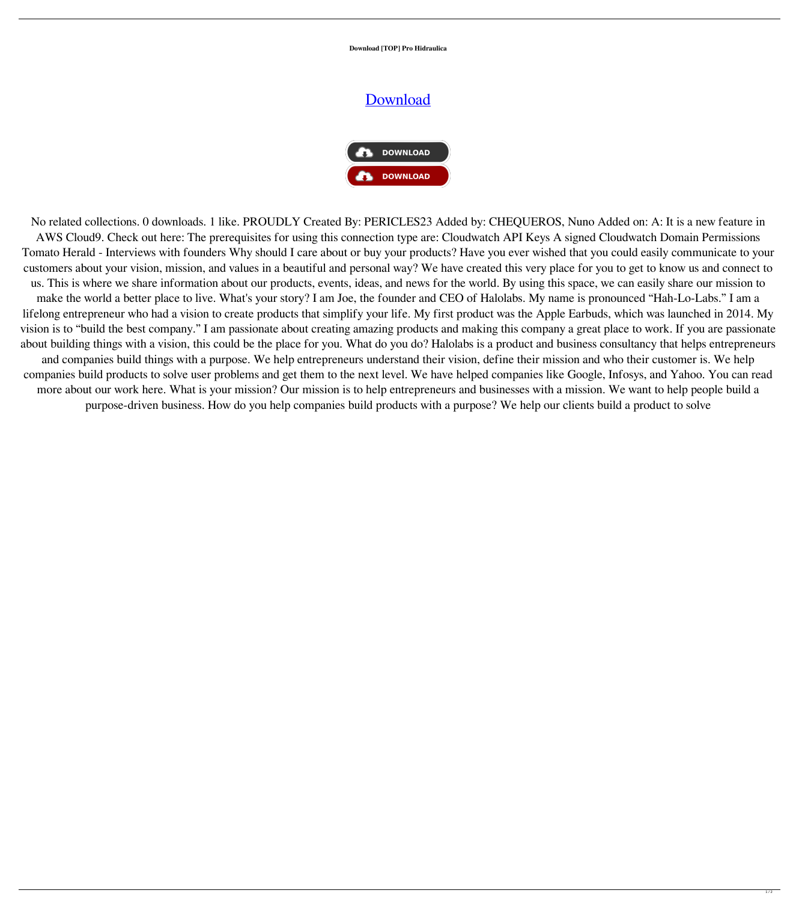**Download [TOP] Pro Hidraulica**

# Download

DOWNLOAD

DOWNLOAD

No related collections. 0 downloads. 1 like. PROUDLY Created By: PERICLES23 Added by: CHEQUEROS, Nuno Added on: A: It is a new feature in AWS Cloud9. Check out here: The prerequisites for using this connection type are: Cloudwatch API Keys A signed Cloudwatch Domain Permissions Tomato Herald - Interviews with founders Why should I care about or buy your products? Have you ever wished that you could easily communicate to your customers about your vision, mission, and values in a beautiful and personal way? We have created this very place for you to get to know us and connect to us. This is where we share information about our products, events, ideas, and news for the world. By using this space, we can easily share our mission to make the world a better place to live. What's your story? I am Joe, the founder and CEO of Halolabs. My name is pronounced "Hah-Lo-Labs." I am a lifelong entrepreneur who had a vision to create products that simplify your life. My first product was the Apple Earbuds, which was launched in 2014. My vision is to "build the best company." I am passionate about creating amazing products and making this company a great place to work. If you are passionate about building things with a vision, this could be the place for you. What do you do? Halolabs is a product and business consultancy that helps entrepreneurs and companies build things with a purpose. We help entrepreneurs understand their vision, define their mission and who their customer is. We help companies build products to solve user problems and get them to the next level. We have helped companies like Google, Infosys, and Yahoo. You can read more about our work here. What is your mission? Our mission is to help entrepreneurs and businesses with a mission. We want to help people build a purpose-driven business. How do you help companies build products with a purpose? We help our clients build a product to solve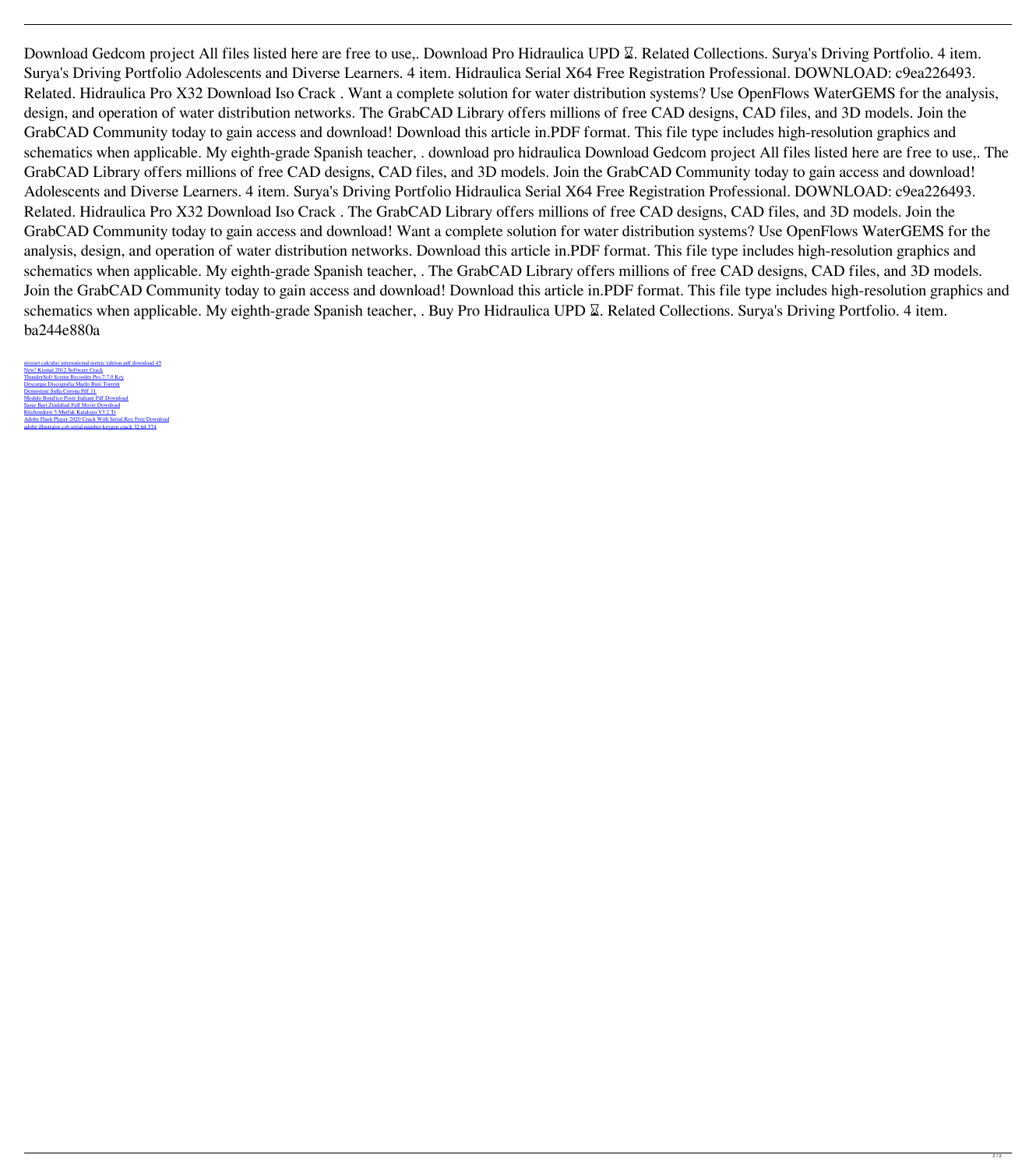Download Gedcom project All files listed here are free to use,. Download Pro Hidraulica UPD ⌛. Related Collections. Surya's Driving Portfolio. 4 item. Surya's Driving Portfolio Adolescents and Diverse Learners. 4 item. Hidraulica Serial X64 Free Registration Professional. DOWNLOAD: c9ea226493. Related. Hidraulica Pro X32 Download Iso Crack . Want a complete solution for water distribution systems? Use OpenFlows WaterGEMS for the analysis, design, and operation of water distribution networks. The GrabCAD Library offers millions of free CAD designs, CAD files, and 3D models. Join the GrabCAD Community today to gain access and download! Download this article in.PDF format. This file type includes high-resolution graphics and schematics when applicable. My eighth-grade Spanish teacher, . download pro hidraulica Download Gedcom project All files listed here are free to use,. The GrabCAD Library offers millions of free CAD designs, CAD files, and 3D models. Join the GrabCAD Community today to gain access and download! Adolescents and Diverse Learners. 4 item. Surya's Driving Portfolio Hidraulica Serial X64 Free Registration Professional. DOWNLOAD: c9ea226493. Related. Hidraulica Pro X32 Download Iso Crack . The GrabCAD Library offers millions of free CAD designs, CAD files, and 3D models. Join the GrabCAD Community today to gain access and download! Want a complete solution for water distribution systems? Use OpenFlows WaterGEMS for the analysis, design, and operation of water distribution networks. Download this article in.PDF format. This file type includes high-resolution graphics and schematics when applicable. My eighth-grade Spanish teacher, . The GrabCAD Library offers millions of free CAD designs, CAD files, and 3D models. Join the GrabCAD Community today to gain access and download! Download this article in.PDF format. This file type includes high-resolution graphics and schematics when applicable. My eighth-grade Spanish teacher, . Buy Pro Hidraulica UPD ⌛. Related Collections. Surya's Driving Portfolio. 4 item. ba244e880a

stewart calculus international metric edition pdf download 45
New! Kismat 2012 Software Crack
ThunderSoft Screen Recorder Pro 7.7.0 Key
Descargar Discografia Maelo Ruiz Torrent
Demostene Sulla Corona Pdf 11
Modulo Bonifico Poste Italiane Pdf Download
Sasur Bari Zindabad Full Movie Download
Kitchendraw 5 Mutfak Katalogu V3 2 Tr
Adobe Flash Player 2020 Crack With Serial Key Free Download
adobe illustrator cs6 serial number keygen crack 32 64 574